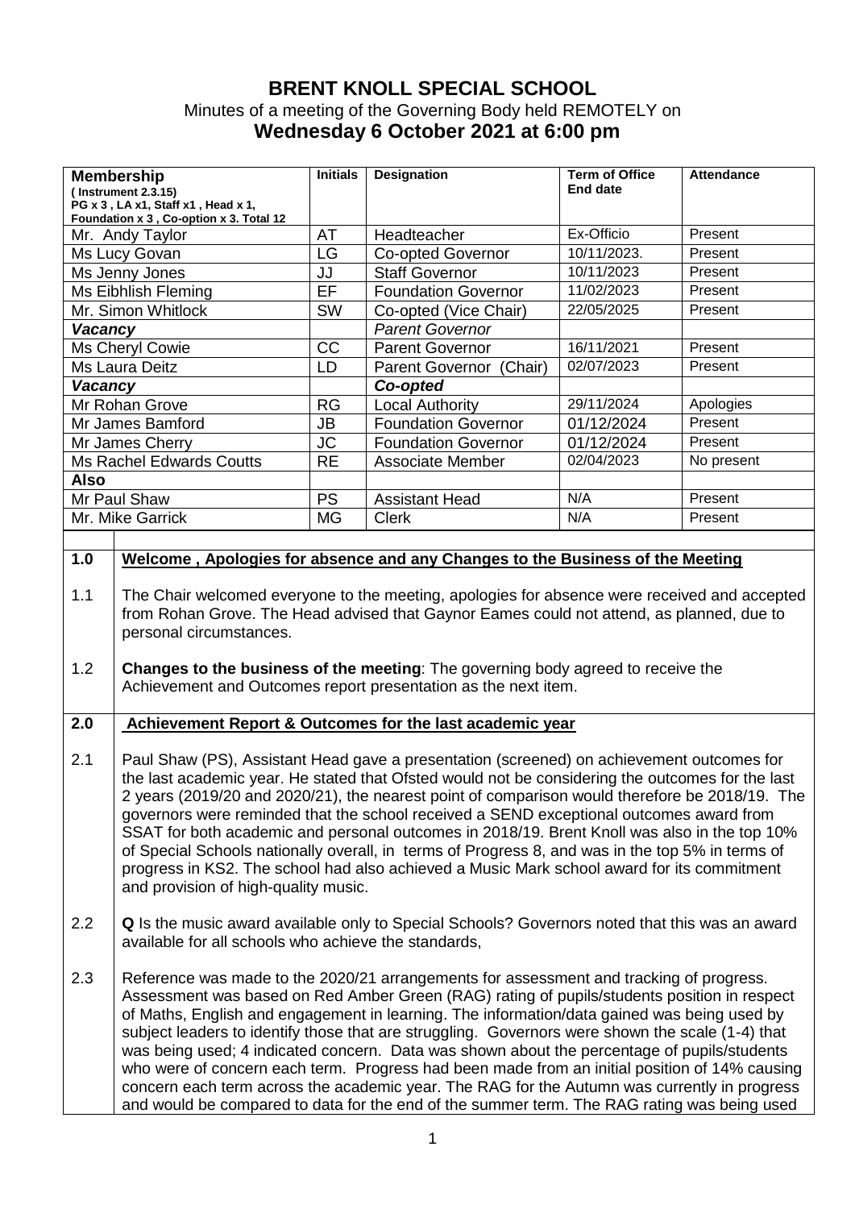# BRENT KNOLL SPECIAL SCHOOL

Minutes of a meeting of the Governing Body held REMOTELY on

## Wednesday 6 October 2021 at 6:00 pm

| **Membership** (Instrument 2.3.15) PG x 3 , LA x1, Staff x1 , Head x 1, Foundation x 3 , Co-option x 3. Total 12 | **Initials** | **Designation** | **Term of Office End date** | **Attendance** |
|---|---|---|---|---|
| Mr. Andy Taylor | AT | Headteacher | Ex-Officio | Present |
| Ms Lucy Govan | LG | Co-opted Governor | 10/11/2023. | Present |
| Ms Jenny Jones | JJ | Staff Governor | 10/11/2023 | Present |
| Ms Eibhlish Fleming | EF | Foundation Governor | 11/02/2023 | Present |
| Mr. Simon Whitlock | SW | Co-opted (Vice Chair) | 22/05/2025 | Present |
| ***Vacancy*** | | *Parent Governor* | | |
| Ms Cheryl Cowie | CC | Parent Governor | 16/11/2021 | Present |
| Ms Laura Deitz | LD | Parent Governor (Chair) | 02/07/2023 | Present |
| ***Vacancy*** | | ***Co-opted*** | | |
| Mr Rohan Grove | RG | Local Authority | 29/11/2024 | Apologies |
| Mr James Bamford | JB | Foundation Governor | 01/12/2024 | Present |
| Mr James Cherry | JC | Foundation Governor | 01/12/2024 | Present |
| Ms Rachel Edwards Coutts | RE | Associate Member | 02/04/2023 | No present |
| **Also** | | | | |
| Mr Paul Shaw | PS | Assistant Head | N/A | Present |
| Mr. Mike Garrick | MG | Clerk | N/A | Present |

**1.0 Welcome , Apologies for absence and any Changes to the Business of the Meeting**

1.1 The Chair welcomed everyone to the meeting, apologies for absence were received and accepted from Rohan Grove. The Head advised that Gaynor Eames could not attend, as planned, due to personal circumstances.

1.2 **Changes to the business of the meeting**: The governing body agreed to receive the Achievement and Outcomes report presentation as the next item.

**2.0 Achievement Report & Outcomes for the last academic year**

2.1 Paul Shaw (PS), Assistant Head gave a presentation (screened) on achievement outcomes for the last academic year. He stated that Ofsted would not be considering the outcomes for the last 2 years (2019/20 and 2020/21), the nearest point of comparison would therefore be 2018/19. The governors were reminded that the school received a SEND exceptional outcomes award from SSAT for both academic and personal outcomes in 2018/19. Brent Knoll was also in the top 10% of Special Schools nationally overall, in terms of Progress 8, and was in the top 5% in terms of progress in KS2. The school had also achieved a Music Mark school award for its commitment and provision of high-quality music.

2.2 **Q** Is the music award available only to Special Schools? Governors noted that this was an award available for all schools who achieve the standards,

2.3 Reference was made to the 2020/21 arrangements for assessment and tracking of progress. Assessment was based on Red Amber Green (RAG) rating of pupils/students position in respect of Maths, English and engagement in learning. The information/data gained was being used by subject leaders to identify those that are struggling. Governors were shown the scale (1-4) that was being used; 4 indicated concern. Data was shown about the percentage of pupils/students who were of concern each term. Progress had been made from an initial position of 14% causing concern each term across the academic year. The RAG for the Autumn was currently in progress and would be compared to data for the end of the summer term. The RAG rating was being used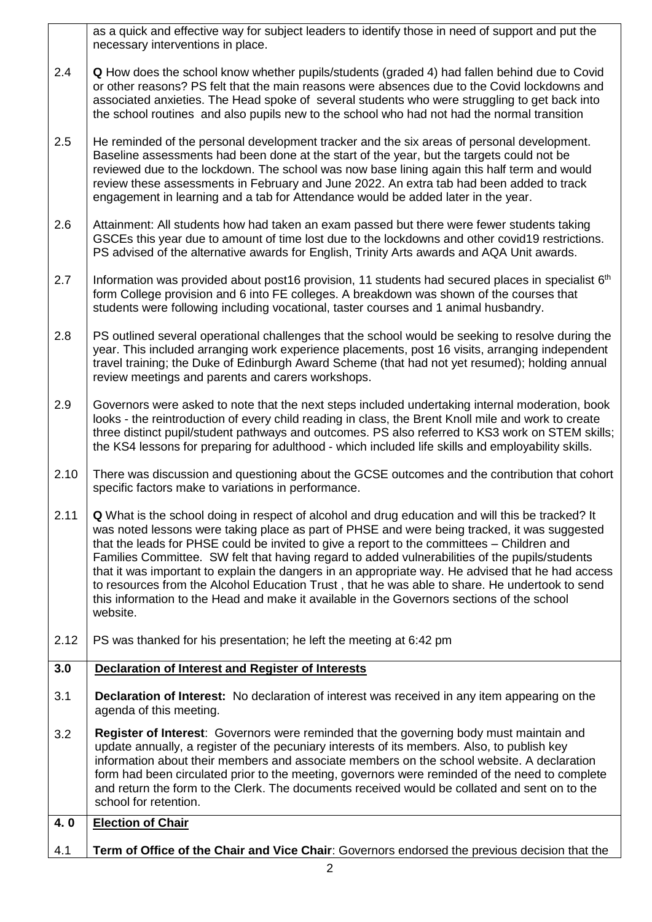| | |
|---|---|
| | as a quick and effective way for subject leaders to identify those in need of support and put the necessary interventions in place. |
| 2.4 | **Q** How does the school know whether pupils/students (graded 4) had fallen behind due to Covid or other reasons? PS felt that the main reasons were absences due to the Covid lockdowns and associated anxieties. The Head spoke of several students who were struggling to get back into the school routines and also pupils new to the school who had not had the normal transition |
| 2.5 | He reminded of the personal development tracker and the six areas of personal development. Baseline assessments had been done at the start of the year, but the targets could not be reviewed due to the lockdown. The school was now base lining again this half term and would review these assessments in February and June 2022. An extra tab had been added to track engagement in learning and a tab for Attendance would be added later in the year. |
| 2.6 | Attainment: All students how had taken an exam passed but there were fewer students taking GSCEs this year due to amount of time lost due to the lockdowns and other covid19 restrictions. PS advised of the alternative awards for English, Trinity Arts awards and AQA Unit awards. |
| 2.7 | Information was provided about post16 provision, 11 students had secured places in specialist 6th form College provision and 6 into FE colleges. A breakdown was shown of the courses that students were following including vocational, taster courses and 1 animal husbandry. |
| 2.8 | PS outlined several operational challenges that the school would be seeking to resolve during the year. This included arranging work experience placements, post 16 visits, arranging independent travel training; the Duke of Edinburgh Award Scheme (that had not yet resumed); holding annual review meetings and parents and carers workshops. |
| 2.9 | Governors were asked to note that the next steps included undertaking internal moderation, book looks - the reintroduction of every child reading in class, the Brent Knoll mile and work to create three distinct pupil/student pathways and outcomes. PS also referred to KS3 work on STEM skills; the KS4 lessons for preparing for adulthood - which included life skills and employability skills. |
| 2.10 | There was discussion and questioning about the GCSE outcomes and the contribution that cohort specific factors make to variations in performance. |
| 2.11 | **Q** What is the school doing in respect of alcohol and drug education and will this be tracked? It was noted lessons were taking place as part of PHSE and were being tracked, it was suggested that the leads for PHSE could be invited to give a report to the committees – Children and Families Committee. SW felt that having regard to added vulnerabilities of the pupils/students that it was important to explain the dangers in an appropriate way. He advised that he had access to resources from the Alcohol Education Trust , that he was able to share. He undertook to send this information to the Head and make it available in the Governors sections of the school website. |
| 2.12 | PS was thanked for his presentation; he left the meeting at 6:42 pm |
| **3.0** | **Declaration of Interest and Register of Interests** |
| 3.1 | **Declaration of Interest:** No declaration of interest was received in any item appearing on the agenda of this meeting. |
| 3.2 | **Register of Interest**: Governors were reminded that the governing body must maintain and update annually, a register of the pecuniary interests of its members. Also, to publish key information about their members and associate members on the school website. A declaration form had been circulated prior to the meeting, governors were reminded of the need to complete and return the form to the Clerk. The documents received would be collated and sent on to the school for retention. |
| **4. 0** | **Election of Chair** |
| 4.1 | **Term of Office of the Chair and Vice Chair**: Governors endorsed the previous decision that the |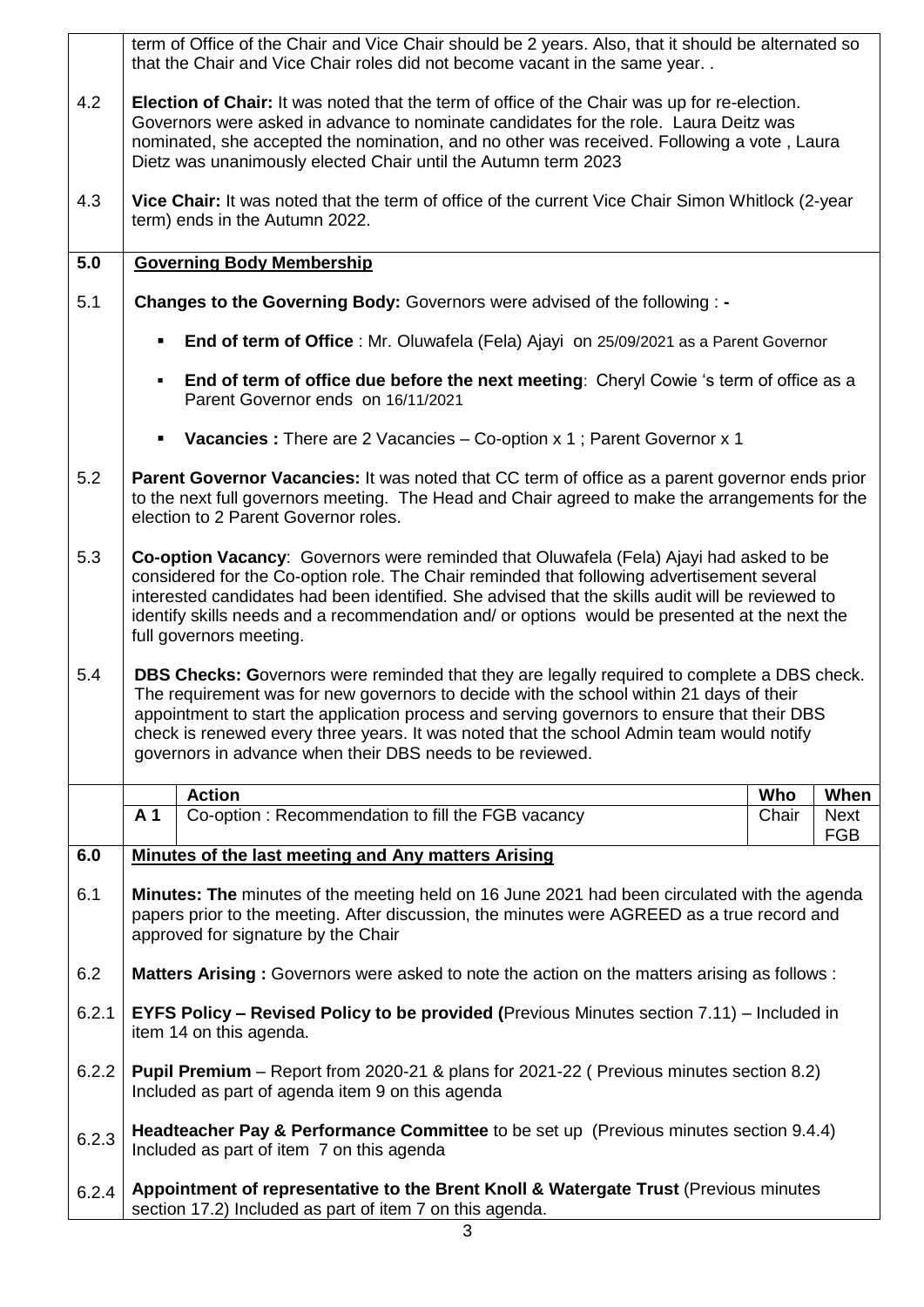term of Office of the Chair and Vice Chair should be 2 years. Also, that it should be alternated so that the Chair and Vice Chair roles did not become vacant in the same year. .

4.2 **Election of Chair:** It was noted that the term of office of the Chair was up for re-election. Governors were asked in advance to nominate candidates for the role. Laura Deitz was nominated, she accepted the nomination, and no other was received. Following a vote , Laura Dietz was unanimously elected Chair until the Autumn term 2023

4.3 **Vice Chair:** It was noted that the term of office of the current Vice Chair Simon Whitlock (2-year term) ends in the Autumn 2022.

## 5.0 Governing Body Membership

5.1 **Changes to the Governing Body:** Governors were advised of the following : **-**

- **End of term of Office** : Mr. Oluwafela (Fela) Ajayi on 25/09/2021 as a Parent Governor
- **End of term of office due before the next meeting**: Cheryl Cowie 's term of office as a Parent Governor ends on 16/11/2021
- **Vacancies :** There are 2 Vacancies – Co-option x 1 ; Parent Governor x 1

5.2 **Parent Governor Vacancies:** It was noted that CC term of office as a parent governor ends prior to the next full governors meeting. The Head and Chair agreed to make the arrangements for the election to 2 Parent Governor roles.

5.3 **Co-option Vacancy**: Governors were reminded that Oluwafela (Fela) Ajayi had asked to be considered for the Co-option role. The Chair reminded that following advertisement several interested candidates had been identified. She advised that the skills audit will be reviewed to identify skills needs and a recommendation and/ or options would be presented at the next the full governors meeting.

5.4 **DBS Checks: G**overnors were reminded that they are legally required to complete a DBS check. The requirement was for new governors to decide with the school within 21 days of their appointment to start the application process and serving governors to ensure that their DBS check is renewed every three years. It was noted that the school Admin team would notify governors in advance when their DBS needs to be reviewed.

| | Action | Who | When |
|---|---|---|---|
| **A 1** | Co-option : Recommendation to fill the FGB vacancy | Chair | Next FGB |

## 6.0 Minutes of the last meeting and Any matters Arising

6.1 **Minutes: The** minutes of the meeting held on 16 June 2021 had been circulated with the agenda papers prior to the meeting. After discussion, the minutes were AGREED as a true record and approved for signature by the Chair

6.2 **Matters Arising :** Governors were asked to note the action on the matters arising as follows :

6.2.1 **EYFS Policy – Revised Policy to be provided (**Previous Minutes section 7.11) – Included in item 14 on this agenda.

6.2.2 **Pupil Premium** – Report from 2020-21 & plans for 2021-22 ( Previous minutes section 8.2) Included as part of agenda item 9 on this agenda

6.2.3 **Headteacher Pay & Performance Committee** to be set up (Previous minutes section 9.4.4) Included as part of item 7 on this agenda

6.2.4 **Appointment of representative to the Brent Knoll & Watergate Trust** (Previous minutes section 17.2) Included as part of item 7 on this agenda.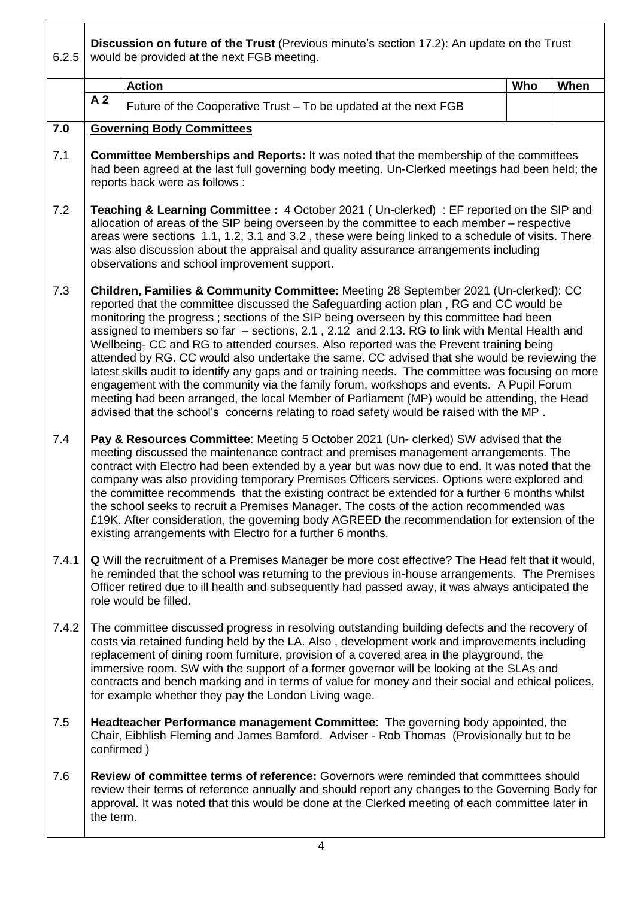| | | | | |
|---|---|---|---|---|
| 6.2.5 | **Discussion on future of the Trust** (Previous minute's section 17.2): An update on the Trust would be provided at the next FGB meeting. | | | |
| | | **Action** | **Who** | **When** |
| | **A 2** | Future of the Cooperative Trust – To be updated at the next FGB | | |

**7.0 Governing Body Committees**

7.1 **Committee Memberships and Reports:** It was noted that the membership of the committees had been agreed at the last full governing body meeting. Un-Clerked meetings had been held; the reports back were as follows :

7.2 **Teaching & Learning Committee :** 4 October 2021 ( Un-clerked) : EF reported on the SIP and allocation of areas of the SIP being overseen by the committee to each member – respective areas were sections 1.1, 1.2, 3.1 and 3.2 , these were being linked to a schedule of visits. There was also discussion about the appraisal and quality assurance arrangements including observations and school improvement support.

7.3 **Children, Families & Community Committee:** Meeting 28 September 2021 (Un-clerked): CC reported that the committee discussed the Safeguarding action plan , RG and CC would be monitoring the progress ; sections of the SIP being overseen by this committee had been assigned to members so far – sections, 2.1 , 2.12 and 2.13. RG to link with Mental Health and Wellbeing- CC and RG to attended courses. Also reported was the Prevent training being attended by RG. CC would also undertake the same. CC advised that she would be reviewing the latest skills audit to identify any gaps and or training needs. The committee was focusing on more engagement with the community via the family forum, workshops and events. A Pupil Forum meeting had been arranged, the local Member of Parliament (MP) would be attending, the Head advised that the school's concerns relating to road safety would be raised with the MP .

7.4 **Pay & Resources Committee**: Meeting 5 October 2021 (Un- clerked) SW advised that the meeting discussed the maintenance contract and premises management arrangements. The contract with Electro had been extended by a year but was now due to end. It was noted that the company was also providing temporary Premises Officers services. Options were explored and the committee recommends that the existing contract be extended for a further 6 months whilst the school seeks to recruit a Premises Manager. The costs of the action recommended was £19K. After consideration, the governing body AGREED the recommendation for extension of the existing arrangements with Electro for a further 6 months.

7.4.1 **Q** Will the recruitment of a Premises Manager be more cost effective? The Head felt that it would, he reminded that the school was returning to the previous in-house arrangements. The Premises Officer retired due to ill health and subsequently had passed away, it was always anticipated the role would be filled.

7.4.2 The committee discussed progress in resolving outstanding building defects and the recovery of costs via retained funding held by the LA. Also , development work and improvements including replacement of dining room furniture, provision of a covered area in the playground, the immersive room. SW with the support of a former governor will be looking at the SLAs and contracts and bench marking and in terms of value for money and their social and ethical polices, for example whether they pay the London Living wage.

7.5 **Headteacher Performance management Committee**: The governing body appointed, the Chair, Eibhlish Fleming and James Bamford. Adviser - Rob Thomas (Provisionally but to be confirmed )

7.6 **Review of committee terms of reference:** Governors were reminded that committees should review their terms of reference annually and should report any changes to the Governing Body for approval. It was noted that this would be done at the Clerked meeting of each committee later in the term.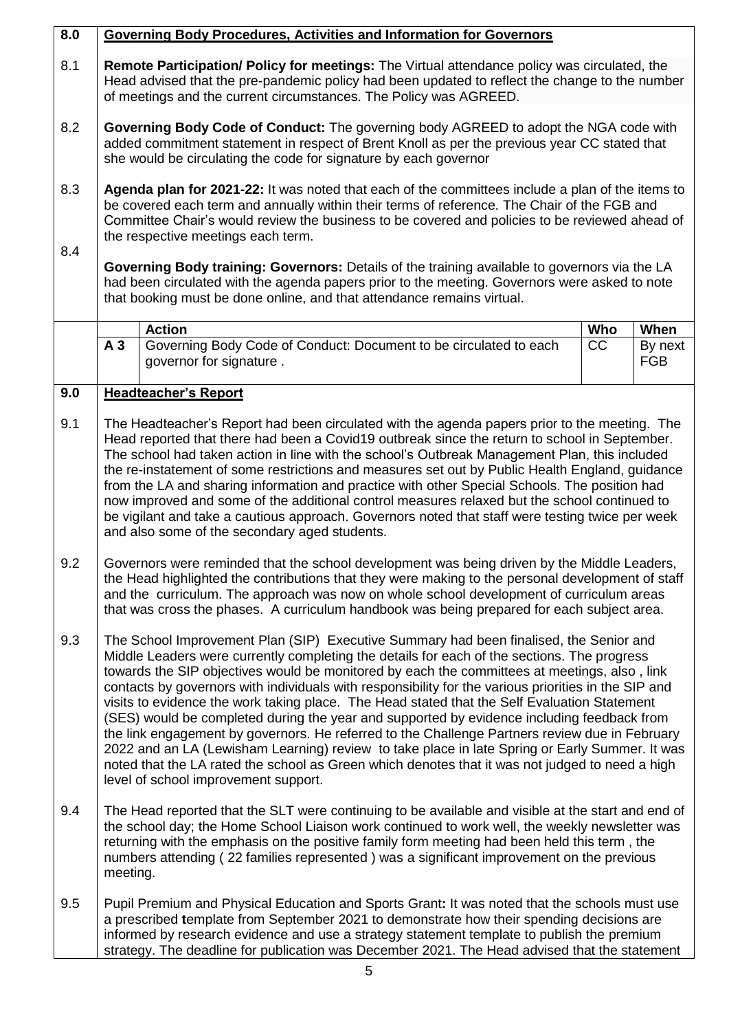## 8.0 Governing Body Procedures, Activities and Information for Governors

8.1 **Remote Participation/ Policy for meetings:** The Virtual attendance policy was circulated, the Head advised that the pre-pandemic policy had been updated to reflect the change to the number of meetings and the current circumstances. The Policy was AGREED.

8.2 **Governing Body Code of Conduct:** The governing body AGREED to adopt the NGA code with added commitment statement in respect of Brent Knoll as per the previous year CC stated that she would be circulating the code for signature by each governor

8.3 **Agenda plan for 2021-22:** It was noted that each of the committees include a plan of the items to be covered each term and annually within their terms of reference. The Chair of the FGB and Committee Chair's would review the business to be covered and policies to be reviewed ahead of the respective meetings each term.

8.4 **Governing Body training: Governors:** Details of the training available to governors via the LA had been circulated with the agenda papers prior to the meeting. Governors were asked to note that booking must be done online, and that attendance remains virtual.

| | Action | Who | When |
|---|---|---|---|
| A 3 | Governing Body Code of Conduct: Document to be circulated to each governor for signature . | CC | By next FGB |

## 9.0 Headteacher's Report

9.1 The Headteacher's Report had been circulated with the agenda papers prior to the meeting. The Head reported that there had been a Covid19 outbreak since the return to school in September. The school had taken action in line with the school's Outbreak Management Plan, this included the re-instatement of some restrictions and measures set out by Public Health England, guidance from the LA and sharing information and practice with other Special Schools. The position had now improved and some of the additional control measures relaxed but the school continued to be vigilant and take a cautious approach. Governors noted that staff were testing twice per week and also some of the secondary aged students.

9.2 Governors were reminded that the school development was being driven by the Middle Leaders, the Head highlighted the contributions that they were making to the personal development of staff and the curriculum. The approach was now on whole school development of curriculum areas that was cross the phases. A curriculum handbook was being prepared for each subject area.

9.3 The School Improvement Plan (SIP) Executive Summary had been finalised, the Senior and Middle Leaders were currently completing the details for each of the sections. The progress towards the SIP objectives would be monitored by each the committees at meetings, also , link contacts by governors with individuals with responsibility for the various priorities in the SIP and visits to evidence the work taking place. The Head stated that the Self Evaluation Statement (SES) would be completed during the year and supported by evidence including feedback from the link engagement by governors. He referred to the Challenge Partners review due in February 2022 and an LA (Lewisham Learning) review to take place in late Spring or Early Summer. It was noted that the LA rated the school as Green which denotes that it was not judged to need a high level of school improvement support.

9.4 The Head reported that the SLT were continuing to be available and visible at the start and end of the school day; the Home School Liaison work continued to work well, the weekly newsletter was returning with the emphasis on the positive family form meeting had been held this term , the numbers attending ( 22 families represented ) was a significant improvement on the previous meeting.

9.5 Pupil Premium and Physical Education and Sports Grant**:** It was noted that the schools must use a prescribed template from September 2021 to demonstrate how their spending decisions are informed by research evidence and use a strategy statement template to publish the premium strategy. The deadline for publication was December 2021. The Head advised that the statement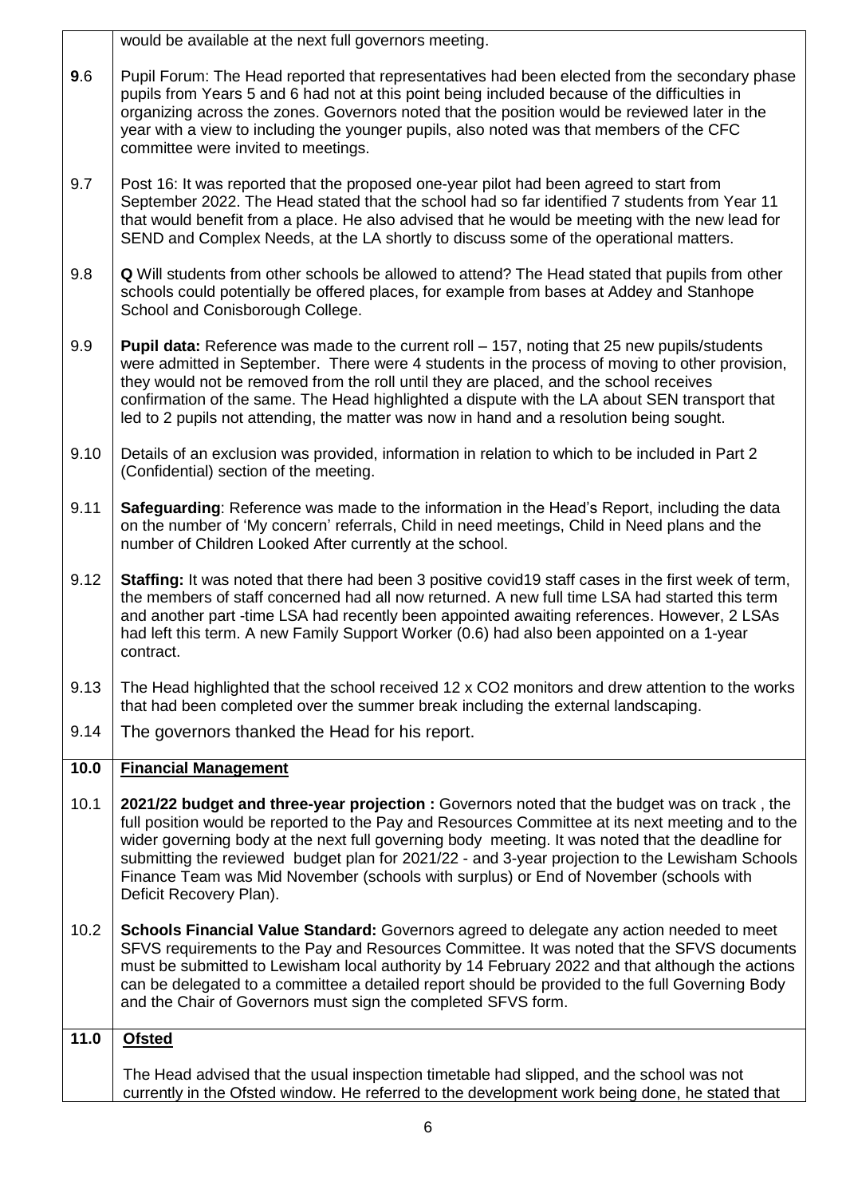| | |
|---|---|
| | would be available at the next full governors meeting. |
| **9**.6 | Pupil Forum: The Head reported that representatives had been elected from the secondary phase pupils from Years 5 and 6 had not at this point being included because of the difficulties in organizing across the zones. Governors noted that the position would be reviewed later in the year with a view to including the younger pupils, also noted was that members of the CFC committee were invited to meetings. |
| 9.7 | Post 16: It was reported that the proposed one-year pilot had been agreed to start from September 2022. The Head stated that the school had so far identified 7 students from Year 11 that would benefit from a place. He also advised that he would be meeting with the new lead for SEND and Complex Needs, at the LA shortly to discuss some of the operational matters. |
| 9.8 | **Q** Will students from other schools be allowed to attend? The Head stated that pupils from other schools could potentially be offered places, for example from bases at Addey and Stanhope School and Conisborough College. |
| 9.9 | **Pupil data:** Reference was made to the current roll – 157, noting that 25 new pupils/students were admitted in September. There were 4 students in the process of moving to other provision, they would not be removed from the roll until they are placed, and the school receives confirmation of the same. The Head highlighted a dispute with the LA about SEN transport that led to 2 pupils not attending, the matter was now in hand and a resolution being sought. |
| 9.10 | Details of an exclusion was provided, information in relation to which to be included in Part 2 (Confidential) section of the meeting. |
| 9.11 | **Safeguarding**: Reference was made to the information in the Head's Report, including the data on the number of 'My concern' referrals, Child in need meetings, Child in Need plans and the number of Children Looked After currently at the school. |
| 9.12 | **Staffing:** It was noted that there had been 3 positive covid19 staff cases in the first week of term, the members of staff concerned had all now returned. A new full time LSA had started this term and another part -time LSA had recently been appointed awaiting references. However, 2 LSAs had left this term. A new Family Support Worker (0.6) had also been appointed on a 1-year contract. |
| 9.13 | The Head highlighted that the school received 12 x CO2 monitors and drew attention to the works that had been completed over the summer break including the external landscaping. |
| 9.14 | The governors thanked the Head for his report. |
| **10.0** | **Financial Management** |
| 10.1 | **2021/22 budget and three-year projection :** Governors noted that the budget was on track , the full position would be reported to the Pay and Resources Committee at its next meeting and to the wider governing body at the next full governing body meeting. It was noted that the deadline for submitting the reviewed budget plan for 2021/22 - and 3-year projection to the Lewisham Schools Finance Team was Mid November (schools with surplus) or End of November (schools with Deficit Recovery Plan). |
| 10.2 | **Schools Financial Value Standard:** Governors agreed to delegate any action needed to meet SFVS requirements to the Pay and Resources Committee. It was noted that the SFVS documents must be submitted to Lewisham local authority by 14 February 2022 and that although the actions can be delegated to a committee a detailed report should be provided to the full Governing Body and the Chair of Governors must sign the completed SFVS form. |
| **11.0** | **Ofsted** |
| | The Head advised that the usual inspection timetable had slipped, and the school was not currently in the Ofsted window. He referred to the development work being done, he stated that |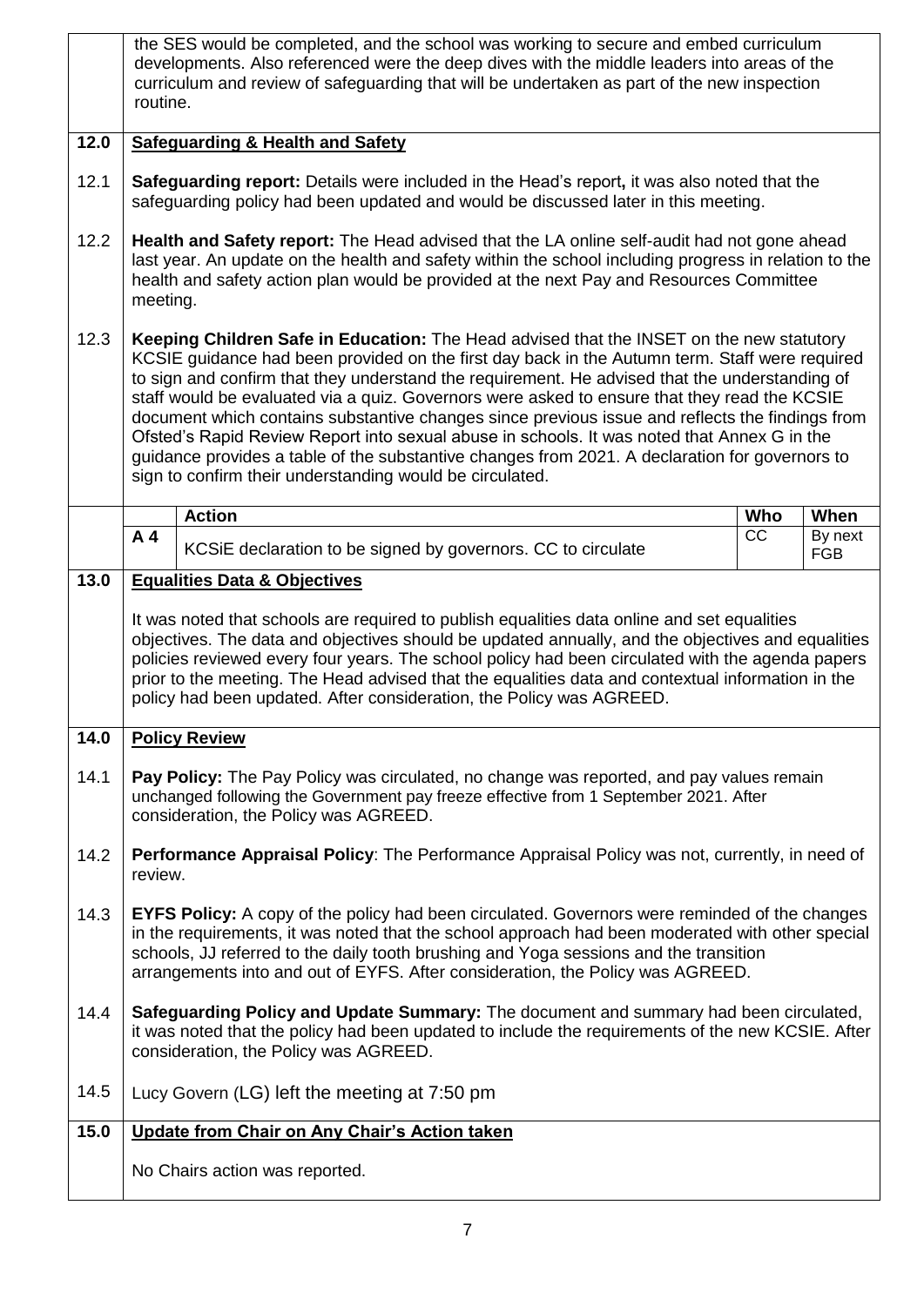| | |
|---|---|
| | the SES would be completed, and the school was working to secure and embed curriculum developments. Also referenced were the deep dives with the middle leaders into areas of the curriculum and review of safeguarding that will be undertaken as part of the new inspection routine. |
| **12.0** | **Safeguarding & Health and Safety** |
| 12.1 | **Safeguarding report:** Details were included in the Head's report**,** it was also noted that the safeguarding policy had been updated and would be discussed later in this meeting. |
| 12.2 | **Health and Safety report:** The Head advised that the LA online self-audit had not gone ahead last year. An update on the health and safety within the school including progress in relation to the health and safety action plan would be provided at the next Pay and Resources Committee meeting. |
| 12.3 | **Keeping Children Safe in Education:** The Head advised that the INSET on the new statutory KCSIE guidance had been provided on the first day back in the Autumn term. Staff were required to sign and confirm that they understand the requirement. He advised that the understanding of staff would be evaluated via a quiz. Governors were asked to ensure that they read the KCSIE document which contains substantive changes since previous issue and reflects the findings from Ofsted's Rapid Review Report into sexual abuse in schools. It was noted that Annex G in the guidance provides a table of the substantive changes from 2021. A declaration for governors to sign to confirm their understanding would be circulated. |

| | Action | Who | When |
|---|---|---|---|
| **A 4** | KCSiE declaration to be signed by governors. CC to circulate | CC | By next FGB |

| | |
|---|---|
| **13.0** | **Equalities Data & Objectives** |
| | It was noted that schools are required to publish equalities data online and set equalities objectives. The data and objectives should be updated annually, and the objectives and equalities policies reviewed every four years. The school policy had been circulated with the agenda papers prior to the meeting. The Head advised that the equalities data and contextual information in the policy had been updated. After consideration, the Policy was AGREED. |
| **14.0** | **Policy Review** |
| 14.1 | **Pay Policy:** The Pay Policy was circulated, no change was reported, and pay values remain unchanged following the Government pay freeze effective from 1 September 2021. After consideration, the Policy was AGREED. |
| 14.2 | **Performance Appraisal Policy**: The Performance Appraisal Policy was not, currently, in need of review. |
| 14.3 | **EYFS Policy:** A copy of the policy had been circulated. Governors were reminded of the changes in the requirements, it was noted that the school approach had been moderated with other special schools, JJ referred to the daily tooth brushing and Yoga sessions and the transition arrangements into and out of EYFS. After consideration, the Policy was AGREED. |
| 14.4 | **Safeguarding Policy and Update Summary:** The document and summary had been circulated, it was noted that the policy had been updated to include the requirements of the new KCSIE. After consideration, the Policy was AGREED. |
| 14.5 | Lucy Govern (LG) left the meeting at 7:50 pm |
| **15.0** | **Update from Chair on Any Chair's Action taken** |
| | No Chairs action was reported. |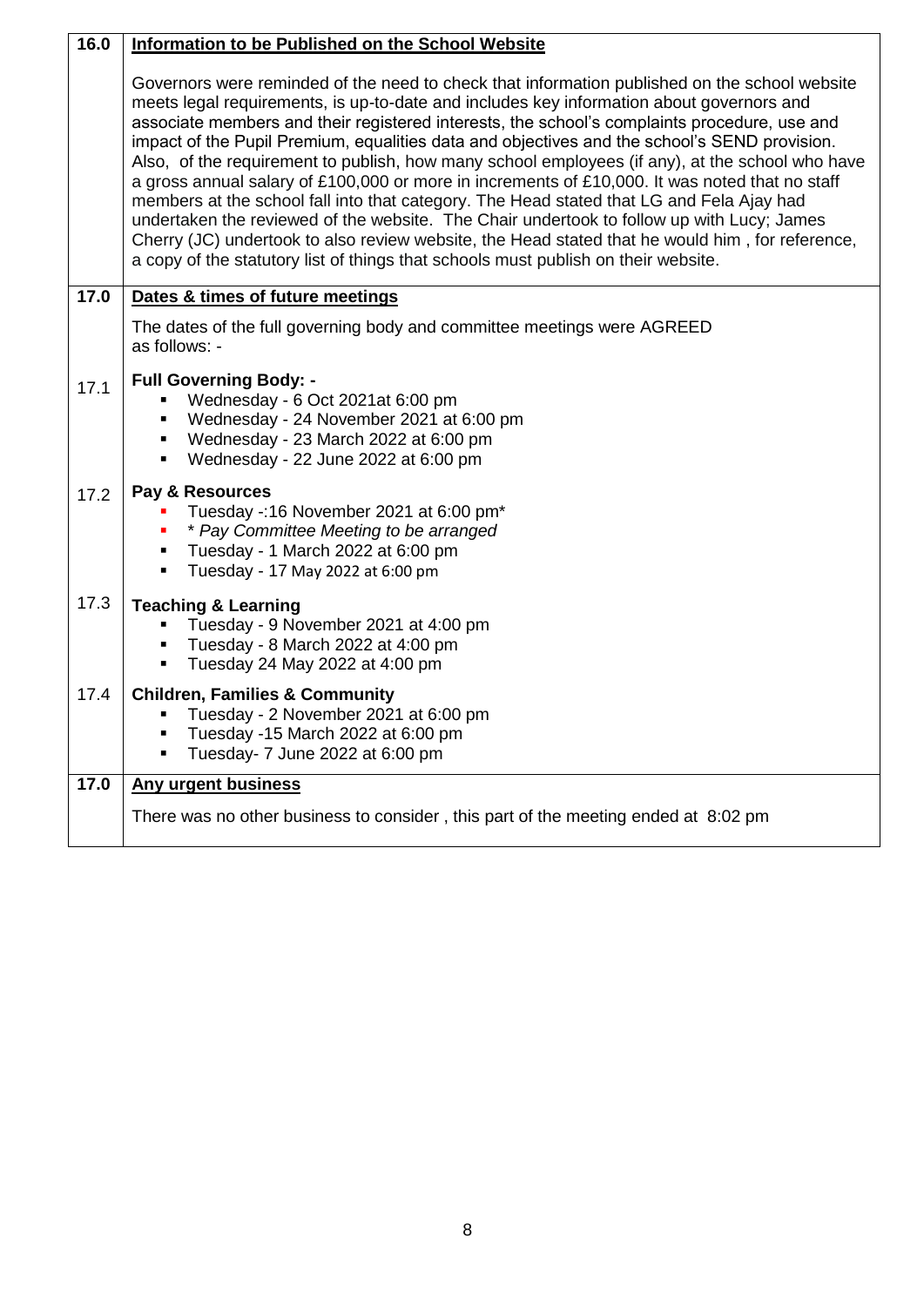## 16.0 Information to be Published on the School Website

Governors were reminded of the need to check that information published on the school website meets legal requirements, is up-to-date and includes key information about governors and associate members and their registered interests, the school's complaints procedure, use and impact of the Pupil Premium, equalities data and objectives and the school's SEND provision. Also, of the requirement to publish, how many school employees (if any), at the school who have a gross annual salary of £100,000 or more in increments of £10,000. It was noted that no staff members at the school fall into that category. The Head stated that LG and Fela Ajay had undertaken the reviewed of the website. The Chair undertook to follow up with Lucy; James Cherry (JC) undertook to also review website, the Head stated that he would him , for reference, a copy of the statutory list of things that schools must publish on their website.

## 17.0 Dates & times of future meetings

The dates of the full governing body and committee meetings were AGREED as follows: -

17.1 **Full Governing Body: -**

- Wednesday - 6 Oct 2021at 6:00 pm
- Wednesday - 24 November 2021 at 6:00 pm
- Wednesday - 23 March 2022 at 6:00 pm
- Wednesday - 22 June 2022 at 6:00 pm

17.2 **Pay & Resources**

- Tuesday -:16 November 2021 at 6:00 pm*
- *\* Pay Committee Meeting to be arranged*
- Tuesday - 1 March 2022 at 6:00 pm
- Tuesday - 17 May 2022 at 6:00 pm

17.3 **Teaching & Learning**

- Tuesday - 9 November 2021 at 4:00 pm
- Tuesday - 8 March 2022 at 4:00 pm
- Tuesday 24 May 2022 at 4:00 pm

17.4 **Children, Families & Community**

- Tuesday - 2 November 2021 at 6:00 pm
- Tuesday -15 March 2022 at 6:00 pm
- Tuesday- 7 June 2022 at 6:00 pm

## 17.0 Any urgent business

There was no other business to consider , this part of the meeting ended at 8:02 pm